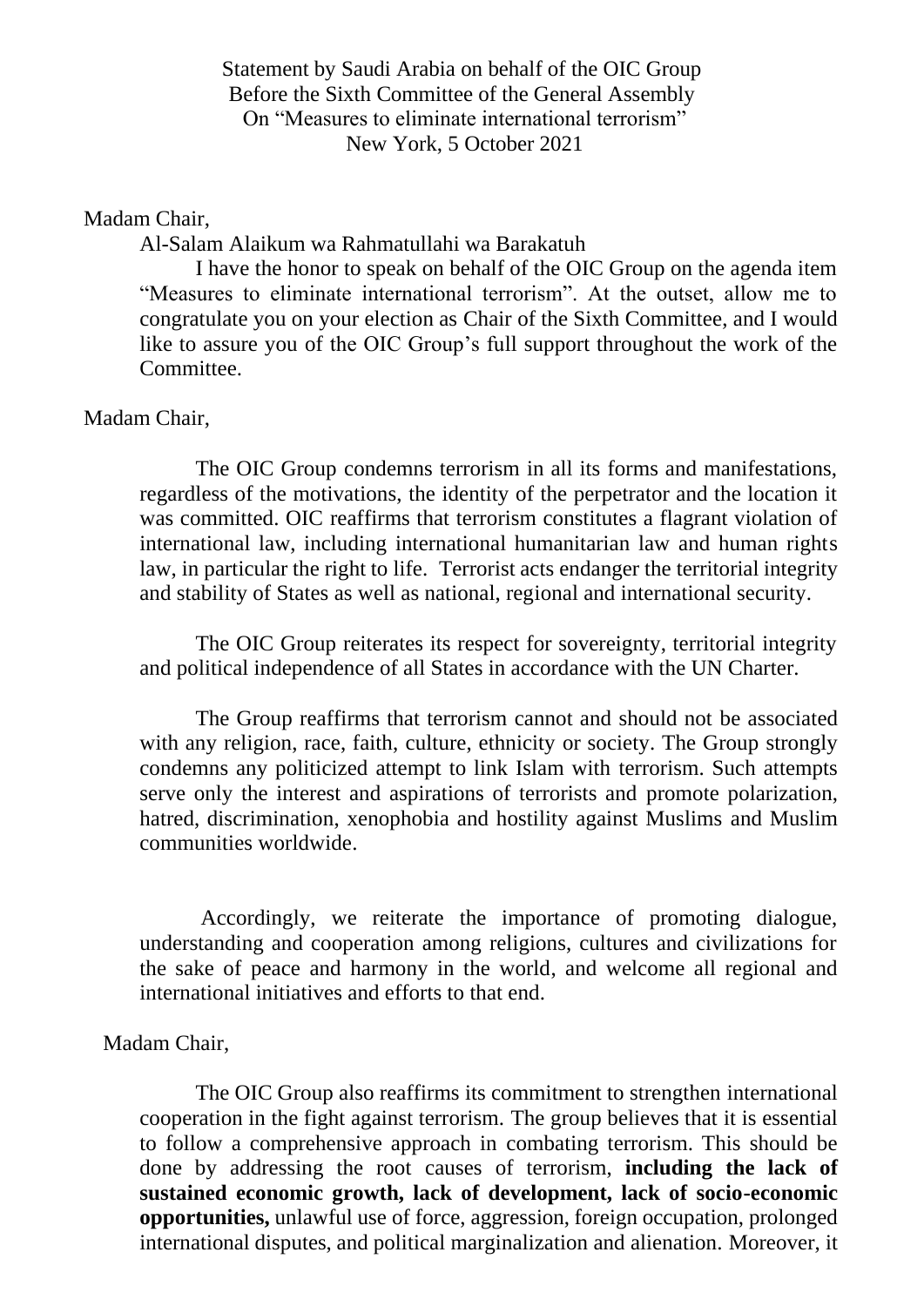Statement by Saudi Arabia on behalf of the OIC Group
Before the Sixth Committee of the General Assembly
On "Measures to eliminate international terrorism"
New York, 5 October 2021

Madam Chair,

Al-Salam Alaikum wa Rahmatullahi wa Barakatuh

I have the honor to speak on behalf of the OIC Group on the agenda item "Measures to eliminate international terrorism". At the outset, allow me to congratulate you on your election as Chair of the Sixth Committee, and I would like to assure you of the OIC Group's full support throughout the work of the Committee.

Madam Chair,

The OIC Group condemns terrorism in all its forms and manifestations, regardless of the motivations, the identity of the perpetrator and the location it was committed. OIC reaffirms that terrorism constitutes a flagrant violation of international law, including international humanitarian law and human rights law, in particular the right to life. Terrorist acts endanger the territorial integrity and stability of States as well as national, regional and international security.

The OIC Group reiterates its respect for sovereignty, territorial integrity and political independence of all States in accordance with the UN Charter.

The Group reaffirms that terrorism cannot and should not be associated with any religion, race, faith, culture, ethnicity or society. The Group strongly condemns any politicized attempt to link Islam with terrorism. Such attempts serve only the interest and aspirations of terrorists and promote polarization, hatred, discrimination, xenophobia and hostility against Muslims and Muslim communities worldwide.

Accordingly, we reiterate the importance of promoting dialogue, understanding and cooperation among religions, cultures and civilizations for the sake of peace and harmony in the world, and welcome all regional and international initiatives and efforts to that end.

Madam Chair,

The OIC Group also reaffirms its commitment to strengthen international cooperation in the fight against terrorism. The group believes that it is essential to follow a comprehensive approach in combating terrorism. This should be done by addressing the root causes of terrorism, **including the lack of sustained economic growth, lack of development, lack of socio-economic opportunities,** unlawful use of force, aggression, foreign occupation, prolonged international disputes, and political marginalization and alienation. Moreover, it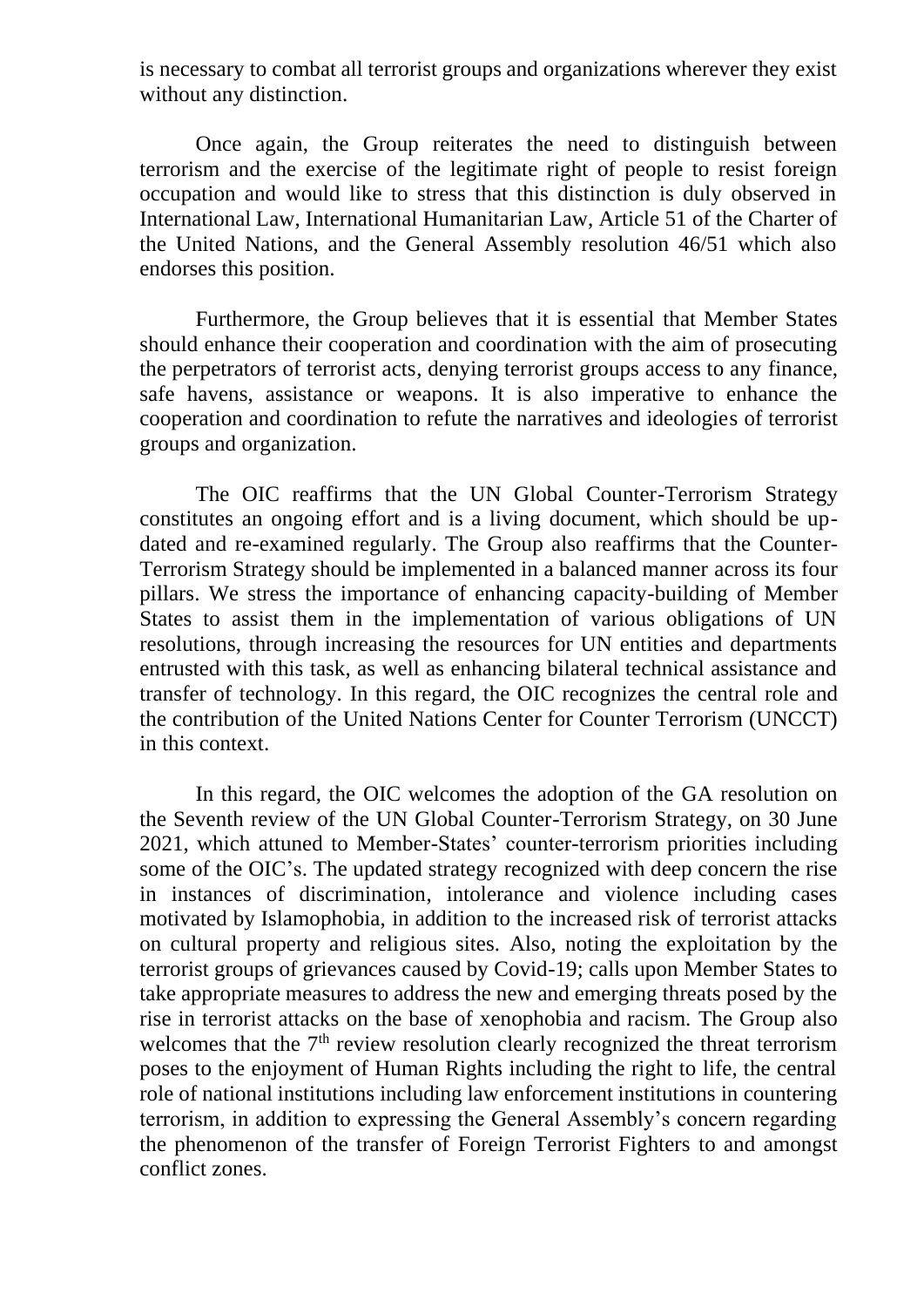is necessary to combat all terrorist groups and organizations wherever they exist without any distinction.

Once again, the Group reiterates the need to distinguish between terrorism and the exercise of the legitimate right of people to resist foreign occupation and would like to stress that this distinction is duly observed in International Law, International Humanitarian Law, Article 51 of the Charter of the United Nations, and the General Assembly resolution 46/51 which also endorses this position.

Furthermore, the Group believes that it is essential that Member States should enhance their cooperation and coordination with the aim of prosecuting the perpetrators of terrorist acts, denying terrorist groups access to any finance, safe havens, assistance or weapons. It is also imperative to enhance the cooperation and coordination to refute the narratives and ideologies of terrorist groups and organization.

The OIC reaffirms that the UN Global Counter-Terrorism Strategy constitutes an ongoing effort and is a living document, which should be up-dated and re-examined regularly. The Group also reaffirms that the Counter-Terrorism Strategy should be implemented in a balanced manner across its four pillars. We stress the importance of enhancing capacity-building of Member States to assist them in the implementation of various obligations of UN resolutions, through increasing the resources for UN entities and departments entrusted with this task, as well as enhancing bilateral technical assistance and transfer of technology. In this regard, the OIC recognizes the central role and the contribution of the United Nations Center for Counter Terrorism (UNCCT) in this context.

In this regard, the OIC welcomes the adoption of the GA resolution on the Seventh review of the UN Global Counter-Terrorism Strategy, on 30 June 2021, which attuned to Member-States' counter-terrorism priorities including some of the OIC's. The updated strategy recognized with deep concern the rise in instances of discrimination, intolerance and violence including cases motivated by Islamophobia, in addition to the increased risk of terrorist attacks on cultural property and religious sites. Also, noting the exploitation by the terrorist groups of grievances caused by Covid-19; calls upon Member States to take appropriate measures to address the new and emerging threats posed by the rise in terrorist attacks on the base of xenophobia and racism. The Group also welcomes that the 7th review resolution clearly recognized the threat terrorism poses to the enjoyment of Human Rights including the right to life, the central role of national institutions including law enforcement institutions in countering terrorism, in addition to expressing the General Assembly's concern regarding the phenomenon of the transfer of Foreign Terrorist Fighters to and amongst conflict zones.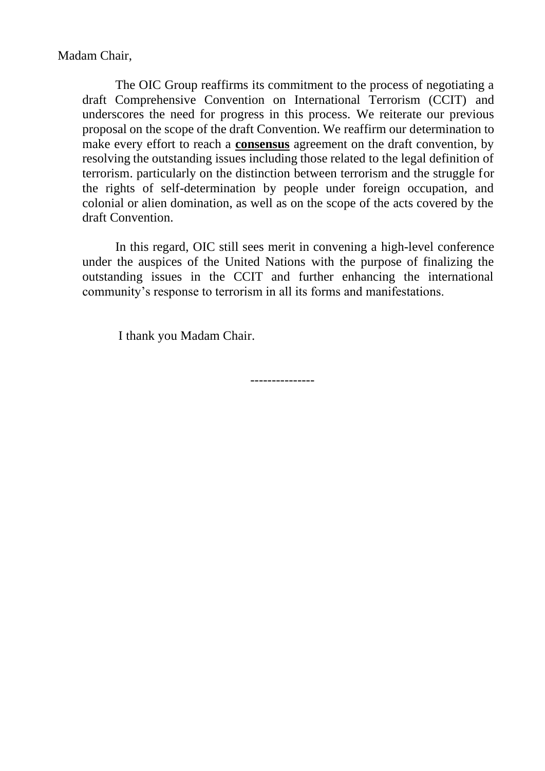Madam Chair,

The OIC Group reaffirms its commitment to the process of negotiating a draft Comprehensive Convention on International Terrorism (CCIT) and underscores the need for progress in this process. We reiterate our previous proposal on the scope of the draft Convention. We reaffirm our determination to make every effort to reach a **consensus** agreement on the draft convention, by resolving the outstanding issues including those related to the legal definition of terrorism. particularly on the distinction between terrorism and the struggle for the rights of self-determination by people under foreign occupation, and colonial or alien domination, as well as on the scope of the acts covered by the draft Convention.

In this regard, OIC still sees merit in convening a high-level conference under the auspices of the United Nations with the purpose of finalizing the outstanding issues in the CCIT and further enhancing the international community's response to terrorism in all its forms and manifestations.

I thank you Madam Chair.

---------------